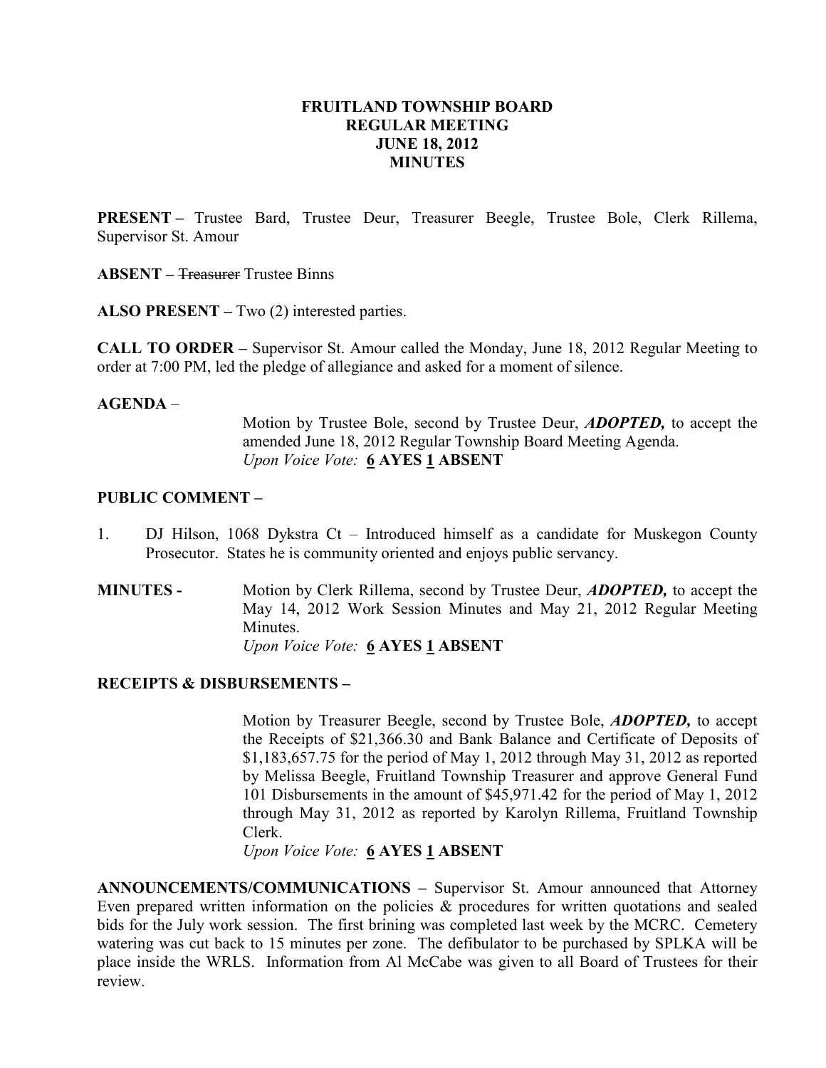**FRUITLAND TOWNSHIP BOARD**
**REGULAR MEETING**
**JUNE 18, 2012**
**MINUTES**

**PRESENT –** Trustee Bard, Trustee Deur, Treasurer Beegle, Trustee Bole, Clerk Rillema, Supervisor St. Amour

**ABSENT –** ~~Treasurer~~ Trustee Binns

**ALSO PRESENT –** Two (2) interested parties.

**CALL TO ORDER –** Supervisor St. Amour called the Monday, June 18, 2012 Regular Meeting to order at 7:00 PM, led the pledge of allegiance and asked for a moment of silence.

**AGENDA** –

Motion by Trustee Bole, second by Trustee Deur, ***ADOPTED,*** to accept the amended June 18, 2012 Regular Township Board Meeting Agenda.
*Upon Voice Vote:* **6 AYES 1 ABSENT**

**PUBLIC COMMENT –**

1. DJ Hilson, 1068 Dykstra Ct – Introduced himself as a candidate for Muskegon County Prosecutor. States he is community oriented and enjoys public servancy.

**MINUTES -** Motion by Clerk Rillema, second by Trustee Deur, ***ADOPTED,*** to accept the May 14, 2012 Work Session Minutes and May 21, 2012 Regular Meeting Minutes.
*Upon Voice Vote:* **6 AYES 1 ABSENT**

**RECEIPTS & DISBURSEMENTS –**

Motion by Treasurer Beegle, second by Trustee Bole, ***ADOPTED,*** to accept the Receipts of $21,366.30 and Bank Balance and Certificate of Deposits of $1,183,657.75 for the period of May 1, 2012 through May 31, 2012 as reported by Melissa Beegle, Fruitland Township Treasurer and approve General Fund 101 Disbursements in the amount of $45,971.42 for the period of May 1, 2012 through May 31, 2012 as reported by Karolyn Rillema, Fruitland Township Clerk.
*Upon Voice Vote:* **6 AYES 1 ABSENT**

**ANNOUNCEMENTS/COMMUNICATIONS –** Supervisor St. Amour announced that Attorney Even prepared written information on the policies & procedures for written quotations and sealed bids for the July work session. The first brining was completed last week by the MCRC. Cemetery watering was cut back to 15 minutes per zone. The defibulator to be purchased by SPLKA will be place inside the WRLS. Information from Al McCabe was given to all Board of Trustees for their review.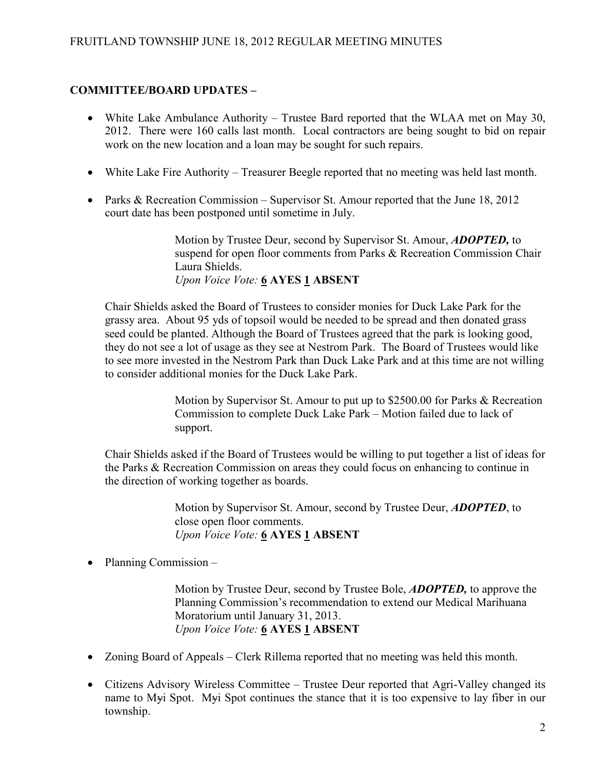**COMMITTEE/BOARD UPDATES –**

- White Lake Ambulance Authority – Trustee Bard reported that the WLAA met on May 30, 2012. There were 160 calls last month. Local contractors are being sought to bid on repair work on the new location and a loan may be sought for such repairs.
- White Lake Fire Authority – Treasurer Beegle reported that no meeting was held last month.
- Parks & Recreation Commission – Supervisor St. Amour reported that the June 18, 2012 court date has been postponed until sometime in July.

  > Motion by Trustee Deur, second by Supervisor St. Amour, ***ADOPTED,*** to suspend for open floor comments from Parks & Recreation Commission Chair Laura Shields.
  > *Upon Voice Vote:* **6 AYES 1 ABSENT**

  Chair Shields asked the Board of Trustees to consider monies for Duck Lake Park for the grassy area. About 95 yds of topsoil would be needed to be spread and then donated grass seed could be planted. Although the Board of Trustees agreed that the park is looking good, they do not see a lot of usage as they see at Nestrom Park. The Board of Trustees would like to see more invested in the Nestrom Park than Duck Lake Park and at this time are not willing to consider additional monies for the Duck Lake Park.

  > Motion by Supervisor St. Amour to put up to $2500.00 for Parks & Recreation Commission to complete Duck Lake Park – Motion failed due to lack of support.

  Chair Shields asked if the Board of Trustees would be willing to put together a list of ideas for the Parks & Recreation Commission on areas they could focus on enhancing to continue in the direction of working together as boards.

  > Motion by Supervisor St. Amour, second by Trustee Deur, ***ADOPTED***, to close open floor comments.
  > *Upon Voice Vote:* **6 AYES 1 ABSENT**

- Planning Commission –

  > Motion by Trustee Deur, second by Trustee Bole, ***ADOPTED,*** to approve the Planning Commission's recommendation to extend our Medical Marihuana Moratorium until January 31, 2013.
  > *Upon Voice Vote:* **6 AYES 1 ABSENT**

- Zoning Board of Appeals – Clerk Rillema reported that no meeting was held this month.
- Citizens Advisory Wireless Committee – Trustee Deur reported that Agri-Valley changed its name to M~~y~~i Spot. M~~y~~i Spot continues the stance that it is too expensive to lay fiber in our township.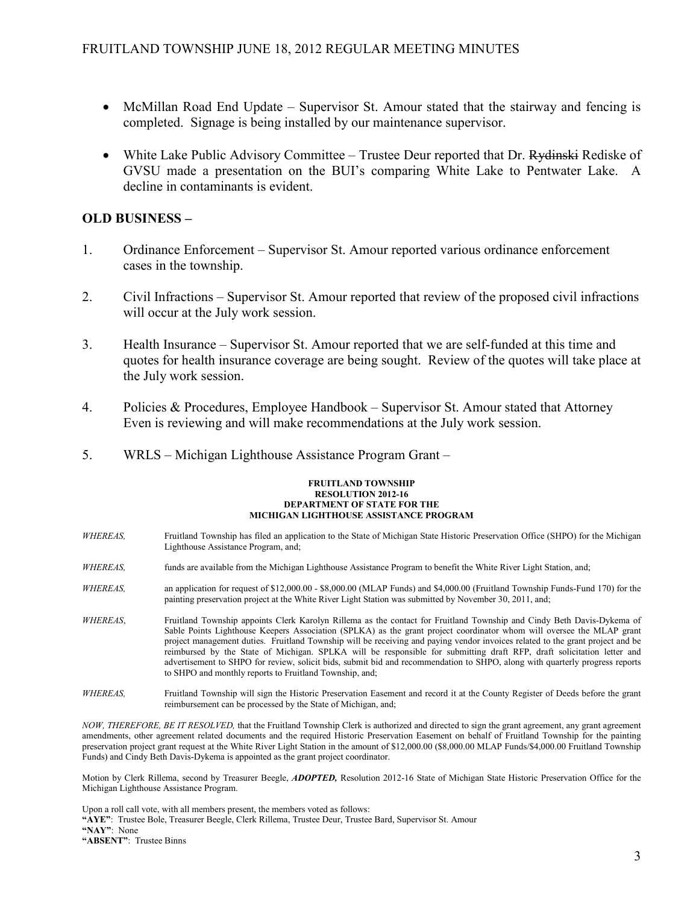- McMillan Road End Update – Supervisor St. Amour stated that the stairway and fencing is completed. Signage is being installed by our maintenance supervisor.

- White Lake Public Advisory Committee – Trustee Deur reported that Dr. ~~Rydinski~~ Rediske of GVSU made a presentation on the BUI's comparing White Lake to Pentwater Lake. A decline in contaminants is evident.

## OLD BUSINESS –

1. Ordinance Enforcement – Supervisor St. Amour reported various ordinance enforcement cases in the township.

2. Civil Infractions – Supervisor St. Amour reported that review of the proposed civil infractions will occur at the July work session.

3. Health Insurance – Supervisor St. Amour reported that we are self-funded at this time and quotes for health insurance coverage are being sought. Review of the quotes will take place at the July work session.

4. Policies & Procedures, Employee Handbook – Supervisor St. Amour stated that Attorney Even is reviewing and will make recommendations at the July work session.

5. WRLS – Michigan Lighthouse Assistance Program Grant –

**FRUITLAND TOWNSHIP**
**RESOLUTION 2012-16**
**DEPARTMENT OF STATE FOR THE**
**MICHIGAN LIGHTHOUSE ASSISTANCE PROGRAM**

*WHEREAS,* Fruitland Township has filed an application to the State of Michigan State Historic Preservation Office (SHPO) for the Michigan Lighthouse Assistance Program, and;

*WHEREAS,* funds are available from the Michigan Lighthouse Assistance Program to benefit the White River Light Station, and;

*WHEREAS,* an application for request of $12,000.00 - $8,000.00 (MLAP Funds) and $4,000.00 (Fruitland Township Funds-Fund 170) for the painting preservation project at the White River Light Station was submitted by November 30, 2011, and;

*WHEREAS*, Fruitland Township appoints Clerk Karolyn Rillema as the contact for Fruitland Township and Cindy Beth Davis-Dykema of Sable Points Lighthouse Keepers Association (SPLKA) as the grant project coordinator whom will oversee the MLAP grant project management duties. Fruitland Township will be receiving and paying vendor invoices related to the grant project and be reimbursed by the State of Michigan. SPLKA will be responsible for submitting draft RFP, draft solicitation letter and advertisement to SHPO for review, solicit bids, submit bid and recommendation to SHPO, along with quarterly progress reports to SHPO and monthly reports to Fruitland Township, and;

*WHEREAS,* Fruitland Township will sign the Historic Preservation Easement and record it at the County Register of Deeds before the grant reimbursement can be processed by the State of Michigan, and;

*NOW, THEREFORE, BE IT RESOLVED,* that the Fruitland Township Clerk is authorized and directed to sign the grant agreement, any grant agreement amendments, other agreement related documents and the required Historic Preservation Easement on behalf of Fruitland Township for the painting preservation project grant request at the White River Light Station in the amount of $12,000.00 ($8,000.00 MLAP Funds/$4,000.00 Fruitland Township Funds) and Cindy Beth Davis-Dykema is appointed as the grant project coordinator.

Motion by Clerk Rillema, second by Treasurer Beegle, ***ADOPTED,*** Resolution 2012-16 State of Michigan State Historic Preservation Office for the Michigan Lighthouse Assistance Program.

Upon a roll call vote, with all members present, the members voted as follows:
**"AYE"**: Trustee Bole, Treasurer Beegle, Clerk Rillema, Trustee Deur, Trustee Bard, Supervisor St. Amour
**"NAY"**: None
**"ABSENT"**: Trustee Binns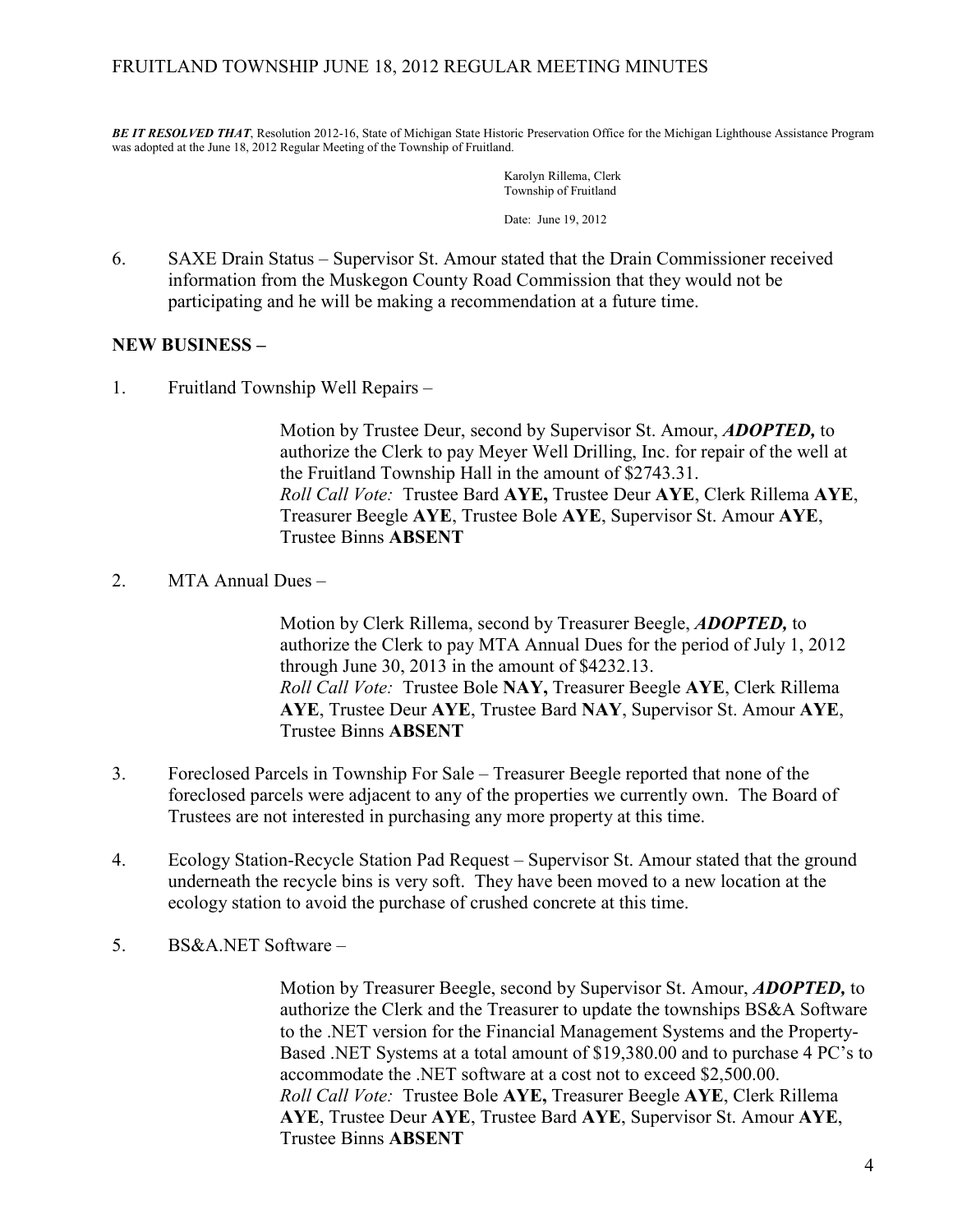***BE IT RESOLVED THAT***, Resolution 2012-16, State of Michigan State Historic Preservation Office for the Michigan Lighthouse Assistance Program was adopted at the June 18, 2012 Regular Meeting of the Township of Fruitland.

Karolyn Rillema, Clerk
Township of Fruitland

Date: June 19, 2012

6. SAXE Drain Status – Supervisor St. Amour stated that the Drain Commissioner received information from the Muskegon County Road Commission that they would not be participating and he will be making a recommendation at a future time.

**NEW BUSINESS –**

1. Fruitland Township Well Repairs –

   Motion by Trustee Deur, second by Supervisor St. Amour, ***ADOPTED,*** to authorize the Clerk to pay Meyer Well Drilling, Inc. for repair of the well at the Fruitland Township Hall in the amount of $2743.31.
   *Roll Call Vote:* Trustee Bard **AYE,** Trustee Deur **AYE**, Clerk Rillema **AYE**, Treasurer Beegle **AYE**, Trustee Bole **AYE**, Supervisor St. Amour **AYE**, Trustee Binns **ABSENT**

2. MTA Annual Dues –

   Motion by Clerk Rillema, second by Treasurer Beegle, ***ADOPTED,*** to authorize the Clerk to pay MTA Annual Dues for the period of July 1, 2012 through June 30, 2013 in the amount of $4232.13.
   *Roll Call Vote:* Trustee Bole **NAY,** Treasurer Beegle **AYE**, Clerk Rillema **AYE**, Trustee Deur **AYE**, Trustee Bard **NAY**, Supervisor St. Amour **AYE**, Trustee Binns **ABSENT**

3. Foreclosed Parcels in Township For Sale – Treasurer Beegle reported that none of the foreclosed parcels were adjacent to any of the properties we currently own. The Board of Trustees are not interested in purchasing any more property at this time.

4. Ecology Station-Recycle Station Pad Request – Supervisor St. Amour stated that the ground underneath the recycle bins is very soft. They have been moved to a new location at the ecology station to avoid the purchase of crushed concrete at this time.

5. BS&A.NET Software –

   Motion by Treasurer Beegle, second by Supervisor St. Amour, ***ADOPTED,*** to authorize the Clerk and the Treasurer to update the townships BS&A Software to the .NET version for the Financial Management Systems and the Property-Based .NET Systems at a total amount of $19,380.00 and to purchase 4 PC's to accommodate the .NET software at a cost not to exceed $2,500.00.
   *Roll Call Vote:* Trustee Bole **AYE,** Treasurer Beegle **AYE**, Clerk Rillema **AYE**, Trustee Deur **AYE**, Trustee Bard **AYE**, Supervisor St. Amour **AYE**, Trustee Binns **ABSENT**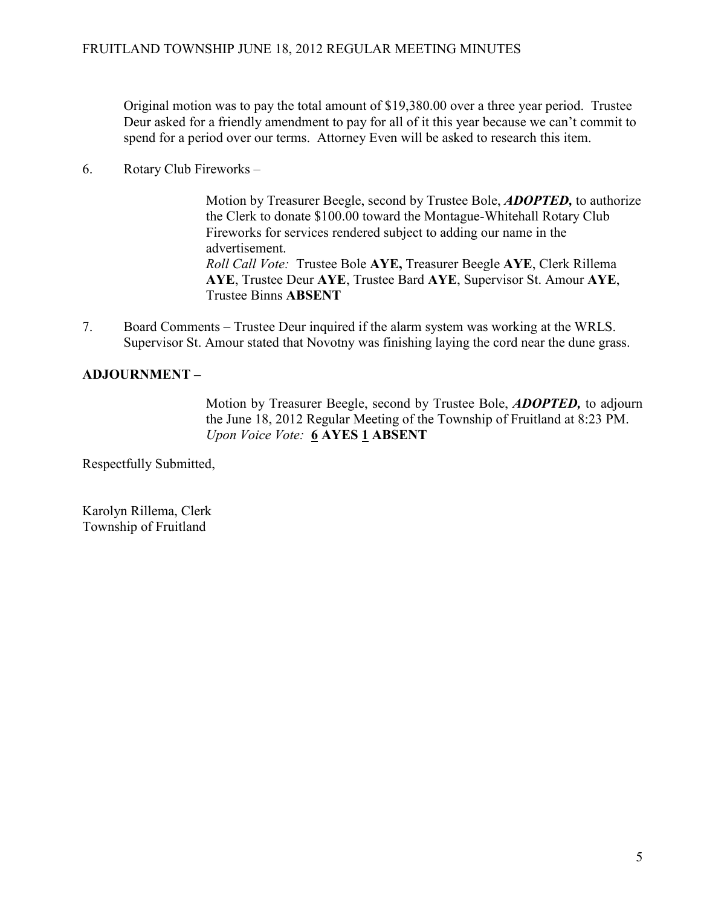Original motion was to pay the total amount of $19,380.00 over a three year period. Trustee Deur asked for a friendly amendment to pay for all of it this year because we can't commit to spend for a period over our terms. Attorney Even will be asked to research this item.

6. Rotary Club Fireworks –

   Motion by Treasurer Beegle, second by Trustee Bole, ***ADOPTED,*** to authorize the Clerk to donate $100.00 toward the Montague-Whitehall Rotary Club Fireworks for services rendered subject to adding our name in the advertisement.
   *Roll Call Vote:* Trustee Bole **AYE,** Treasurer Beegle **AYE**, Clerk Rillema **AYE**, Trustee Deur **AYE**, Trustee Bard **AYE**, Supervisor St. Amour **AYE**, Trustee Binns **ABSENT**

7. Board Comments – Trustee Deur inquired if the alarm system was working at the WRLS. Supervisor St. Amour stated that Novotny was finishing laying the cord near the dune grass.

**ADJOURNMENT –**

Motion by Treasurer Beegle, second by Trustee Bole, ***ADOPTED,*** to adjourn the June 18, 2012 Regular Meeting of the Township of Fruitland at 8:23 PM.
*Upon Voice Vote:* **6 AYES 1 ABSENT**

Respectfully Submitted,

Karolyn Rillema, Clerk
Township of Fruitland